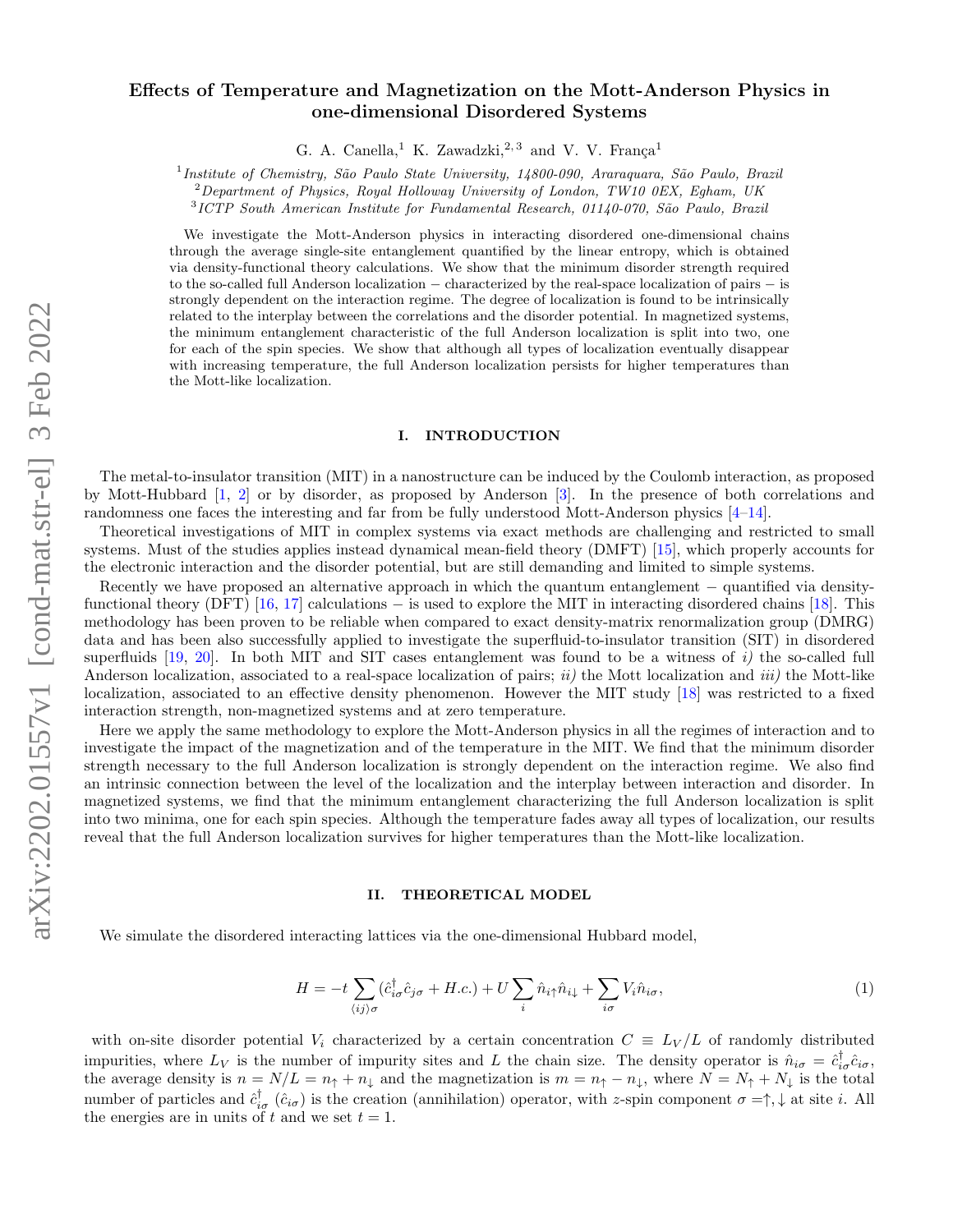# Effects of Temperature and Magnetization on the Mott-Anderson Physics in one-dimensional Disordered Systems

G. A. Canella,[1] K. Zawadzki,[2,3] and V. V. França[1]

[1] *Institute of Chemistry, São Paulo State University, 14800-090, Araraquara, São Paulo, Brazil*
[2] *Department of Physics, Royal Holloway University of London, TW10 0EX, Egham, UK*
[3] *ICTP South American Institute for Fundamental Research, 01140-070, São Paulo, Brazil*

We investigate the Mott-Anderson physics in interacting disordered one-dimensional chains through the average single-site entanglement quantified by the linear entropy, which is obtained via density-functional theory calculations. We show that the minimum disorder strength required to the so-called full Anderson localization − characterized by the real-space localization of pairs − is strongly dependent on the interaction regime. The degree of localization is found to be intrinsically related to the interplay between the correlations and the disorder potential. In magnetized systems, the minimum entanglement characteristic of the full Anderson localization is split into two, one for each of the spin species. We show that although all types of localization eventually disappear with increasing temperature, the full Anderson localization persists for higher temperatures than the Mott-like localization.

## I. INTRODUCTION

The metal-to-insulator transition (MIT) in a nanostructure can be induced by the Coulomb interaction, as proposed by Mott-Hubbard [1, 2] or by disorder, as proposed by Anderson [3]. In the presence of both correlations and randomness one faces the interesting and far from be fully understood Mott-Anderson physics [4–14].

Theoretical investigations of MIT in complex systems via exact methods are challenging and restricted to small systems. Must of the studies applies instead dynamical mean-field theory (DMFT) [15], which properly accounts for the electronic interaction and the disorder potential, but are still demanding and limited to simple systems.

Recently we have proposed an alternative approach in which the quantum entanglement − quantified via density-functional theory (DFT) [16, 17] calculations − is used to explore the MIT in interacting disordered chains [18]. This methodology has been proven to be reliable when compared to exact density-matrix renormalization group (DMRG) data and has been also successfully applied to investigate the superfluid-to-insulator transition (SIT) in disordered superfluids [19, 20]. In both MIT and SIT cases entanglement was found to be a witness of *i)* the so-called full Anderson localization, associated to a real-space localization of pairs; *ii)* the Mott localization and *iii)* the Mott-like localization, associated to an effective density phenomenon. However the MIT study [18] was restricted to a fixed interaction strength, non-magnetized systems and at zero temperature.

Here we apply the same methodology to explore the Mott-Anderson physics in all the regimes of interaction and to investigate the impact of the magnetization and of the temperature in the MIT. We find that the minimum disorder strength necessary to the full Anderson localization is strongly dependent on the interaction regime. We also find an intrinsic connection between the level of the localization and the interplay between interaction and disorder. In magnetized systems, we find that the minimum entanglement characterizing the full Anderson localization is split into two minima, one for each spin species. Although the temperature fades away all types of localization, our results reveal that the full Anderson localization survives for higher temperatures than the Mott-like localization.

## II. THEORETICAL MODEL

We simulate the disordered interacting lattices via the one-dimensional Hubbard model,

$$H = -t\sum_{\langle ij\rangle\sigma}(\hat{c}^{\dagger}_{i\sigma}\hat{c}_{j\sigma} + H.c.) + U\sum_{i}\hat{n}_{i\uparrow}\hat{n}_{i\downarrow} + \sum_{i\sigma}V_i\hat{n}_{i\sigma}, \tag{1}$$

with on-site disorder potential $V_i$ characterized by a certain concentration $C \equiv L_V/L$ of randomly distributed impurities, where $L_V$ is the number of impurity sites and $L$ the chain size. The density operator is $\hat{n}_{i\sigma} = \hat{c}^{\dagger}_{i\sigma}\hat{c}_{i\sigma}$, the average density is $n = N/L = n_{\uparrow} + n_{\downarrow}$ and the magnetization is $m = n_{\uparrow} - n_{\downarrow}$, where $N = N_{\uparrow} + N_{\downarrow}$ is the total number of particles and $\hat{c}^{\dagger}_{i\sigma}$ ($\hat{c}_{i\sigma}$) is the creation (annihilation) operator, with $z$-spin component $\sigma =\uparrow, \downarrow$ at site $i$. All the energies are in units of $t$ and we set $t = 1$.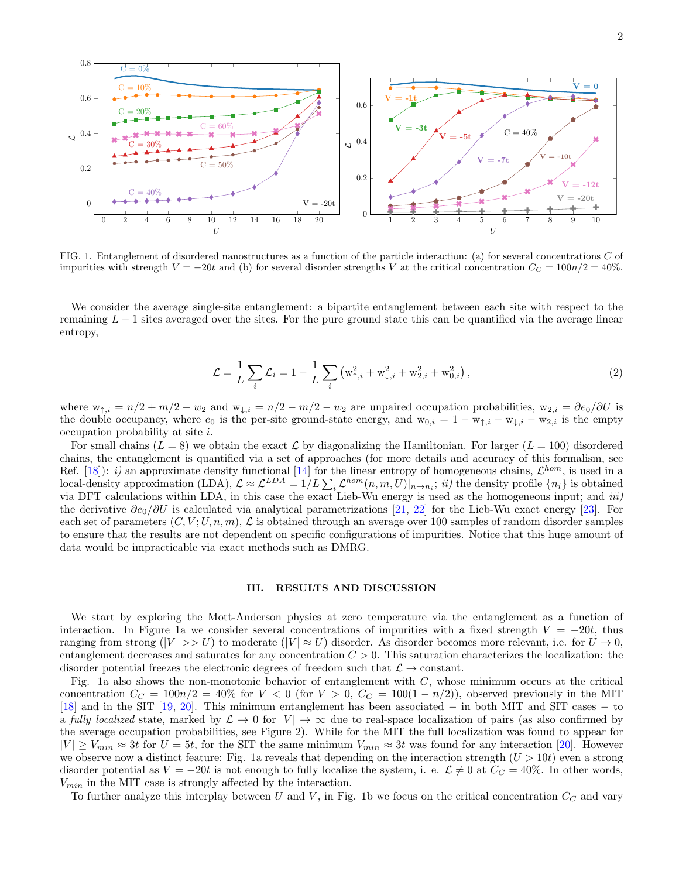FIG. 1. Entanglement of disordered nanostructures as a function of the particle interaction: (a) for several concentrations $C$ of impurities with strength $V = -20t$ and (b) for several disorder strengths $V$ at the critical concentration $C_C = 100n/2 = 40\%$.

We consider the average single-site entanglement: a bipartite entanglement between each site with respect to the remaining $L-1$ sites averaged over the sites. For the pure ground state this can be quantified via the average linear entropy,

$$\mathcal{L} = \frac{1}{L}\sum_i \mathcal{L}_i = 1 - \frac{1}{L}\sum_i \left(\mathrm{w}_{\uparrow,i}^2 + \mathrm{w}_{\downarrow,i}^2 + \mathrm{w}_{2,i}^2 + \mathrm{w}_{0,i}^2\right), \tag{2}$$

where $\mathrm{w}_{\uparrow,i} = n/2 + m/2 - w_2$ and $\mathrm{w}_{\downarrow,i} = n/2 - m/2 - w_2$ are unpaired occupation probabilities, $\mathrm{w}_{2,i} = \partial e_0/\partial U$ is the double occupancy, where $e_0$ is the per-site ground-state energy, and $\mathrm{w}_{0,i} = 1 - \mathrm{w}_{\uparrow,i} - \mathrm{w}_{\downarrow,i} - \mathrm{w}_{2,i}$ is the empty occupation probability at site $i$.

For small chains ($L = 8$) we obtain the exact $\mathcal{L}$ by diagonalizing the Hamiltonian. For larger ($L = 100$) disordered chains, the entanglement is quantified via a set of approaches (for more details and accuracy of this formalism, see Ref. [18]): *i)* an approximate density functional [14] for the linear entropy of homogeneous chains, $\mathcal{L}^{hom}$, is used in a local-density approximation (LDA), $\mathcal{L} \approx \mathcal{L}^{LDA} = 1/L\sum_i \mathcal{L}^{hom}(n, m, U)|_{n\to n_i}$; *ii)* the density profile $\{n_i\}$ is obtained via DFT calculations within LDA, in this case the exact Lieb-Wu energy is used as the homogeneous input; and *iii)* the derivative $\partial e_0/\partial U$ is calculated via analytical parametrizations [21, 22] for the Lieb-Wu exact energy [23]. For each set of parameters $(C, V; U, n, m)$, $\mathcal{L}$ is obtained through an average over 100 samples of random disorder samples to ensure that the results are not dependent on specific configurations of impurities. Notice that this huge amount of data would be impracticable via exact methods such as DMRG.

## III. RESULTS AND DISCUSSION

We start by exploring the Mott-Anderson physics at zero temperature via the entanglement as a function of interaction. In Figure 1a we consider several concentrations of impurities with a fixed strength $V = -20t$, thus ranging from strong ($|V| >> U$) to moderate ($|V| \approx U$) disorder. As disorder becomes more relevant, i.e. for $U \to 0$, entanglement decreases and saturates for any concentration $C > 0$. This saturation characterizes the localization: the disorder potential freezes the electronic degrees of freedom such that $\mathcal{L} \to$ constant.

Fig. 1a also shows the non-monotonic behavior of entanglement with $C$, whose minimum occurs at the critical concentration $C_C = 100n/2 = 40\%$ for $V < 0$ (for $V > 0$, $C_C = 100(1 - n/2)$), observed previously in the MIT [18] and in the SIT [19, 20]. This minimum entanglement has been associated − in both MIT and SIT cases − to a *fully localized* state, marked by $\mathcal{L} \to 0$ for $|V| \to \infty$ due to real-space localization of pairs (as also confirmed by the average occupation probabilities, see Figure 2). While for the MIT the full localization was found to appear for $|V| \geq V_{min} \approx 3t$ for $U = 5t$, for the SIT the same minimum $V_{min} \approx 3t$ was found for any interaction [20]. However we observe now a distinct feature: Fig. 1a reveals that depending on the interaction strength ($U > 10t$) even a strong disorder potential as $V = -20t$ is not enough to fully localize the system, i. e. $\mathcal{L} \neq 0$ at $C_C = 40\%$. In other words, $V_{min}$ in the MIT case is strongly affected by the interaction.

To further analyze this interplay between $U$ and $V$, in Fig. 1b we focus on the critical concentration $C_C$ and vary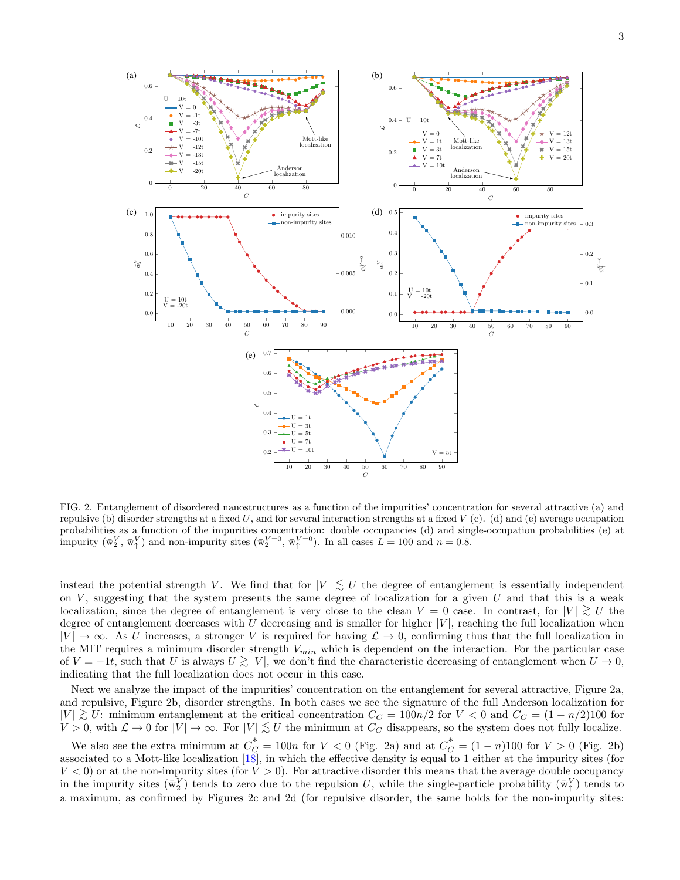FIG. 2. Entanglement of disordered nanostructures as a function of the impurities' concentration for several attractive (a) and repulsive (b) disorder strengths at a fixed $U$, and for several interaction strengths at a fixed $V$ (c). (d) and (e) average occupation probabilities as a function of the impurities concentration: double occupancies (d) and single-occupation probabilities (e) at impurity ($\bar{w}_2^V$, $\bar{w}_\uparrow^V$) and non-impurity sites ($\bar{w}_2^{V=0}$, $\bar{w}_\uparrow^{V=0}$). In all cases $L = 100$ and $n = 0.8$.

instead the potential strength $V$. We find that for $|V| \lesssim U$ the degree of entanglement is essentially independent on $V$, suggesting that the system presents the same degree of localization for a given $U$ and that this is a weak localization, since the degree of entanglement is very close to the clean $V = 0$ case. In contrast, for $|V| \gtrsim U$ the degree of entanglement decreases with $U$ decreasing and is smaller for higher $|V|$, reaching the full localization when $|V| \to \infty$. As $U$ increases, a stronger $V$ is required for having $\mathcal{L} \to 0$, confirming thus that the full localization in the MIT requires a minimum disorder strength $V_{min}$ which is dependent on the interaction. For the particular case of $V = -1t$, such that $U$ is always $U \gtrsim |V|$, we don't find the characteristic decreasing of entanglement when $U \to 0$, indicating that the full localization does not occur in this case.

Next we analyze the impact of the impurities' concentration on the entanglement for several attractive, Figure 2a, and repulsive, Figure 2b, disorder strengths. In both cases we see the signature of the full Anderson localization for $|V| \gtrsim U$: minimum entanglement at the critical concentration $C_C = 100n/2$ for $V < 0$ and $C_C = (1 - n/2)100$ for $V > 0$, with $\mathcal{L} \to 0$ for $|V| \to \infty$. For $|V| \lesssim U$ the minimum at $C_C$ disappears, so the system does not fully localize.

We also see the extra minimum at $C_C^* = 100n$ for $V < 0$ (Fig. 2a) and at $C_C^* = (1 - n)100$ for $V > 0$ (Fig. 2b) associated to a Mott-like localization [18], in which the effective density is equal to 1 either at the impurity sites (for $V < 0$) or at the non-impurity sites (for $V > 0$). For attractive disorder this means that the average double occupancy in the impurity sites ($\bar{w}_2^V$) tends to zero due to the repulsion $U$, while the single-particle probability ($\bar{w}_\uparrow^V$) tends to a maximum, as confirmed by Figures 2c and 2d (for repulsive disorder, the same holds for the non-impurity sites: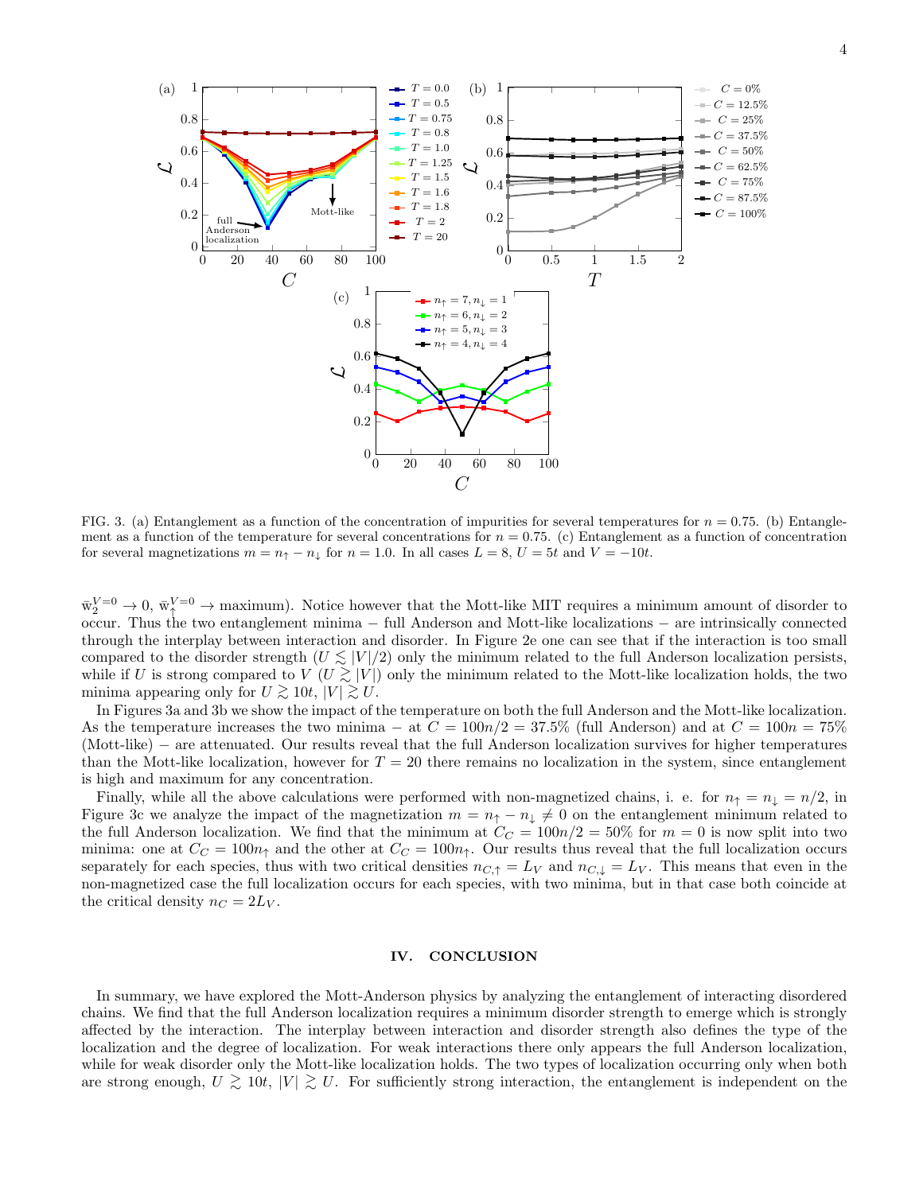FIG. 3. (a) Entanglement as a function of the concentration of impurities for several temperatures for $n = 0.75$. (b) Entanglement as a function of the temperature for several concentrations for $n = 0.75$. (c) Entanglement as a function of concentration for several magnetizations $m = n_\uparrow - n_\downarrow$ for $n = 1.0$. In all cases $L = 8$, $U = 5t$ and $V = -10t$.

$\bar{\mathrm{w}}_2^{V=0} \to 0$, $\bar{\mathrm{w}}_\uparrow^{V=0} \to$ maximum). Notice however that the Mott-like MIT requires a minimum amount of disorder to occur. Thus the two entanglement minima − full Anderson and Mott-like localizations − are intrinsically connected through the interplay between interaction and disorder. In Figure 2e one can see that if the interaction is too small compared to the disorder strength ($U \lesssim |V|/2$) only the minimum related to the full Anderson localization persists, while if $U$ is strong compared to $V$ ($U \gtrsim |V|$) only the minimum related to the Mott-like localization holds, the two minima appearing only for $U \gtrsim 10t$, $|V| \gtrsim U$.

In Figures 3a and 3b we show the impact of the temperature on both the full Anderson and the Mott-like localization. As the temperature increases the two minima − at $C = 100n/2 = 37.5\%$ (full Anderson) and at $C = 100n = 75\%$ (Mott-like) − are attenuated. Our results reveal that the full Anderson localization survives for higher temperatures than the Mott-like localization, however for $T = 20$ there remains no localization in the system, since entanglement is high and maximum for any concentration.

Finally, while all the above calculations were performed with non-magnetized chains, i. e. for $n_\uparrow = n_\downarrow = n/2$, in Figure 3c we analyze the impact of the magnetization $m = n_\uparrow - n_\downarrow \neq 0$ on the entanglement minimum related to the full Anderson localization. We find that the minimum at $C_C = 100n/2 = 50\%$ for $m = 0$ is now split into two minima: one at $C_C = 100n_\uparrow$ and the other at $C_C = 100n_\uparrow$. Our results thus reveal that the full localization occurs separately for each species, thus with two critical densities $n_{C,\uparrow} = L_V$ and $n_{C,\downarrow} = L_V$. This means that even in the non-magnetized case the full localization occurs for each species, with two minima, but in that case both coincide at the critical density $n_C = 2L_V$.

## IV. CONCLUSION

In summary, we have explored the Mott-Anderson physics by analyzing the entanglement of interacting disordered chains. We find that the full Anderson localization requires a minimum disorder strength to emerge which is strongly affected by the interaction. The interplay between interaction and disorder strength also defines the type of the localization and the degree of localization. For weak interactions there only appears the full Anderson localization, while for weak disorder only the Mott-like localization holds. The two types of localization occurring only when both are strong enough, $U \gtrsim 10t$, $|V| \gtrsim U$. For sufficiently strong interaction, the entanglement is independent on the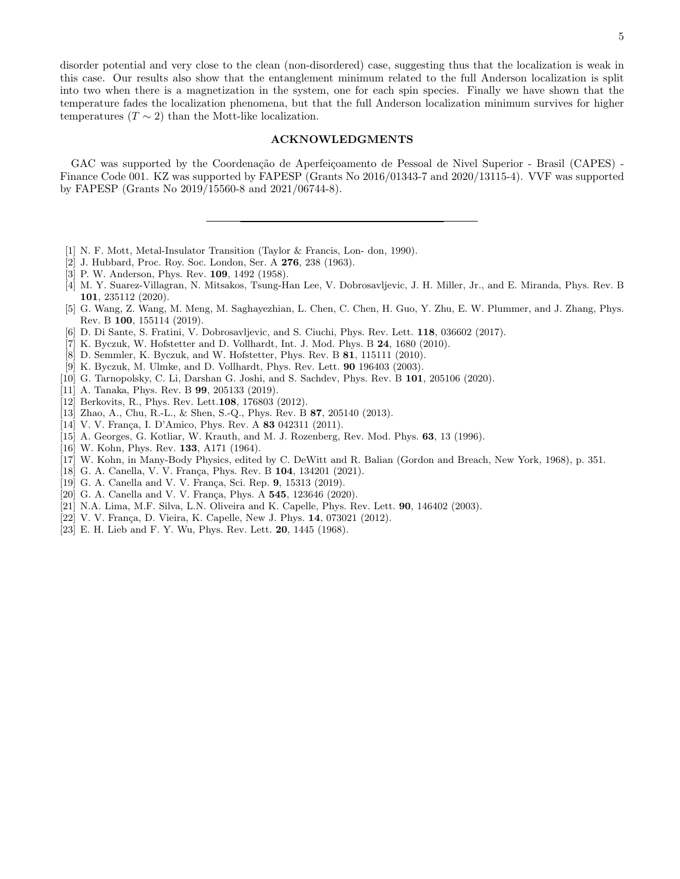disorder potential and very close to the clean (non-disordered) case, suggesting thus that the localization is weak in this case. Our results also show that the entanglement minimum related to the full Anderson localization is split into two when there is a magnetization in the system, one for each spin species. Finally we have shown that the temperature fades the localization phenomena, but that the full Anderson localization minimum survives for higher temperatures ($T \sim 2$) than the Mott-like localization.

## ACKNOWLEDGMENTS

GAC was supported by the Coordenação de Aperfeiçoamento de Pessoal de Nivel Superior - Brasil (CAPES) - Finance Code 001. KZ was supported by FAPESP (Grants No 2016/01343-7 and 2020/13115-4). VVF was supported by FAPESP (Grants No 2019/15560-8 and 2021/06744-8).

---

[1] N. F. Mott, Metal-Insulator Transition (Taylor & Francis, Lon- don, 1990).

[2] J. Hubbard, Proc. Roy. Soc. London, Ser. A **276**, 238 (1963).

[3] P. W. Anderson, Phys. Rev. **109**, 1492 (1958).

[4] M. Y. Suarez-Villagran, N. Mitsakos, Tsung-Han Lee, V. Dobrosavljevic, J. H. Miller, Jr., and E. Miranda, Phys. Rev. B **101**, 235112 (2020).

[5] G. Wang, Z. Wang, M. Meng, M. Saghayezhian, L. Chen, C. Chen, H. Guo, Y. Zhu, E. W. Plummer, and J. Zhang, Phys. Rev. B **100**, 155114 (2019).

[6] D. Di Sante, S. Fratini, V. Dobrosavljevic, and S. Ciuchi, Phys. Rev. Lett. **118**, 036602 (2017).

[7] K. Byczuk, W. Hofstetter and D. Vollhardt, Int. J. Mod. Phys. B **24**, 1680 (2010).

[8] D. Semmler, K. Byczuk, and W. Hofstetter, Phys. Rev. B **81**, 115111 (2010).

[9] K. Byczuk, M. Ulmke, and D. Vollhardt, Phys. Rev. Lett. **90** 196403 (2003).

[10] G. Tarnopolsky, C. Li, Darshan G. Joshi, and S. Sachdev, Phys. Rev. B **101**, 205106 (2020).

[11] A. Tanaka, Phys. Rev. B **99**, 205133 (2019).

[12] Berkovits, R., Phys. Rev. Lett.**108**, 176803 (2012).

[13] Zhao, A., Chu, R.-L., & Shen, S.-Q., Phys. Rev. B **87**, 205140 (2013).

[14] V. V. França, I. D'Amico, Phys. Rev. A **83** 042311 (2011).

[15] A. Georges, G. Kotliar, W. Krauth, and M. J. Rozenberg, Rev. Mod. Phys. **63**, 13 (1996).

[16] W. Kohn, Phys. Rev. **133**, A171 (1964).

[17] W. Kohn, in Many-Body Physics, edited by C. DeWitt and R. Balian (Gordon and Breach, New York, 1968), p. 351.

[18] G. A. Canella, V. V. França, Phys. Rev. B **104**, 134201 (2021).

[19] G. A. Canella and V. V. França, Sci. Rep. **9**, 15313 (2019).

[20] G. A. Canella and V. V. França, Phys. A **545**, 123646 (2020).

[21] N.A. Lima, M.F. Silva, L.N. Oliveira and K. Capelle, Phys. Rev. Lett. **90**, 146402 (2003).

[22] V. V. França, D. Vieira, K. Capelle, New J. Phys. **14**, 073021 (2012).

[23] E. H. Lieb and F. Y. Wu, Phys. Rev. Lett. **20**, 1445 (1968).